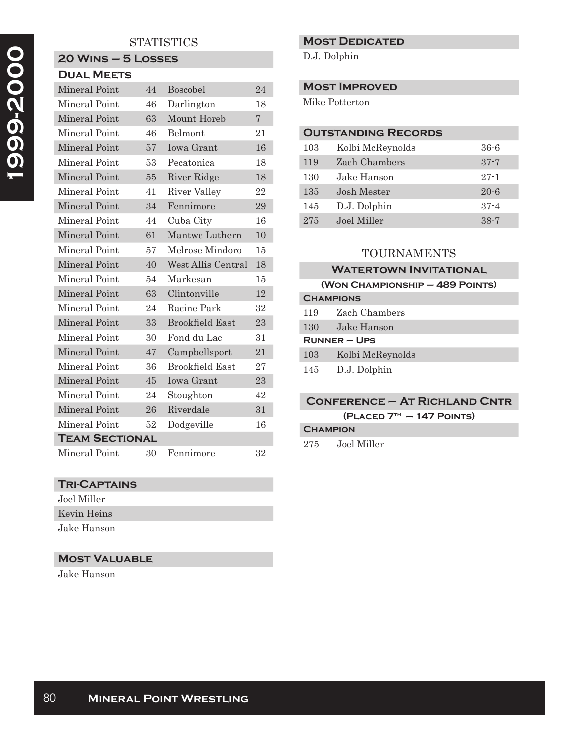# 1999-2000

## STATISTICS

### 20 Wins – 5 Losses

#### Dual Meets

| | | | |
|---|---|---|---|
| Mineral Point | 44 | Boscobel | 24 |
| Mineral Point | 46 | Darlington | 18 |
| Mineral Point | 63 | Mount Horeb | 7 |
| Mineral Point | 46 | Belmont | 21 |
| Mineral Point | 57 | Iowa Grant | 16 |
| Mineral Point | 53 | Pecatonica | 18 |
| Mineral Point | 55 | River Ridge | 18 |
| Mineral Point | 41 | River Valley | 22 |
| Mineral Point | 34 | Fennimore | 29 |
| Mineral Point | 44 | Cuba City | 16 |
| Mineral Point | 61 | Mantwc Luthern | 10 |
| Mineral Point | 57 | Melrose Mindoro | 15 |
| Mineral Point | 40 | West Allis Central | 18 |
| Mineral Point | 54 | Markesan | 15 |
| Mineral Point | 63 | Clintonville | 12 |
| Mineral Point | 24 | Racine Park | 32 |
| Mineral Point | 33 | Brookfield East | 23 |
| Mineral Point | 30 | Fond du Lac | 31 |
| Mineral Point | 47 | Campbellsport | 21 |
| Mineral Point | 36 | Brookfield East | 27 |
| Mineral Point | 45 | Iowa Grant | 23 |
| Mineral Point | 24 | Stoughton | 42 |
| Mineral Point | 26 | Riverdale | 31 |
| Mineral Point | 52 | Dodgeville | 16 |

#### Team Sectional

| | | | |
|---|---|---|---|
| Mineral Point | 30 | Fennimore | 32 |

### Tri-Captains

Joel Miller
Kevin Heins
Jake Hanson

### Most Valuable

Jake Hanson

### Most Dedicated

D.J. Dolphin

### Most Improved

Mike Potterton

### Outstanding Records

| | | |
|---|---|---|
| 103 | Kolbi McReynolds | 36-6 |
| 119 | Zach Chambers | 37-7 |
| 130 | Jake Hanson | 27-1 |
| 135 | Josh Mester | 20-6 |
| 145 | D.J. Dolphin | 37-4 |
| 275 | Joel Miller | 38-7 |

## TOURNAMENTS

### Watertown Invitational

**(Won Championship – 489 Points)**

**Champions**

119 Zach Chambers
130 Jake Hanson

**Runner – Ups**

103 Kolbi McReynolds
145 D.J. Dolphin

### Conference – At Richland Cntr

**(Placed 7th – 147 Points)**

**Champion**

275 Joel Miller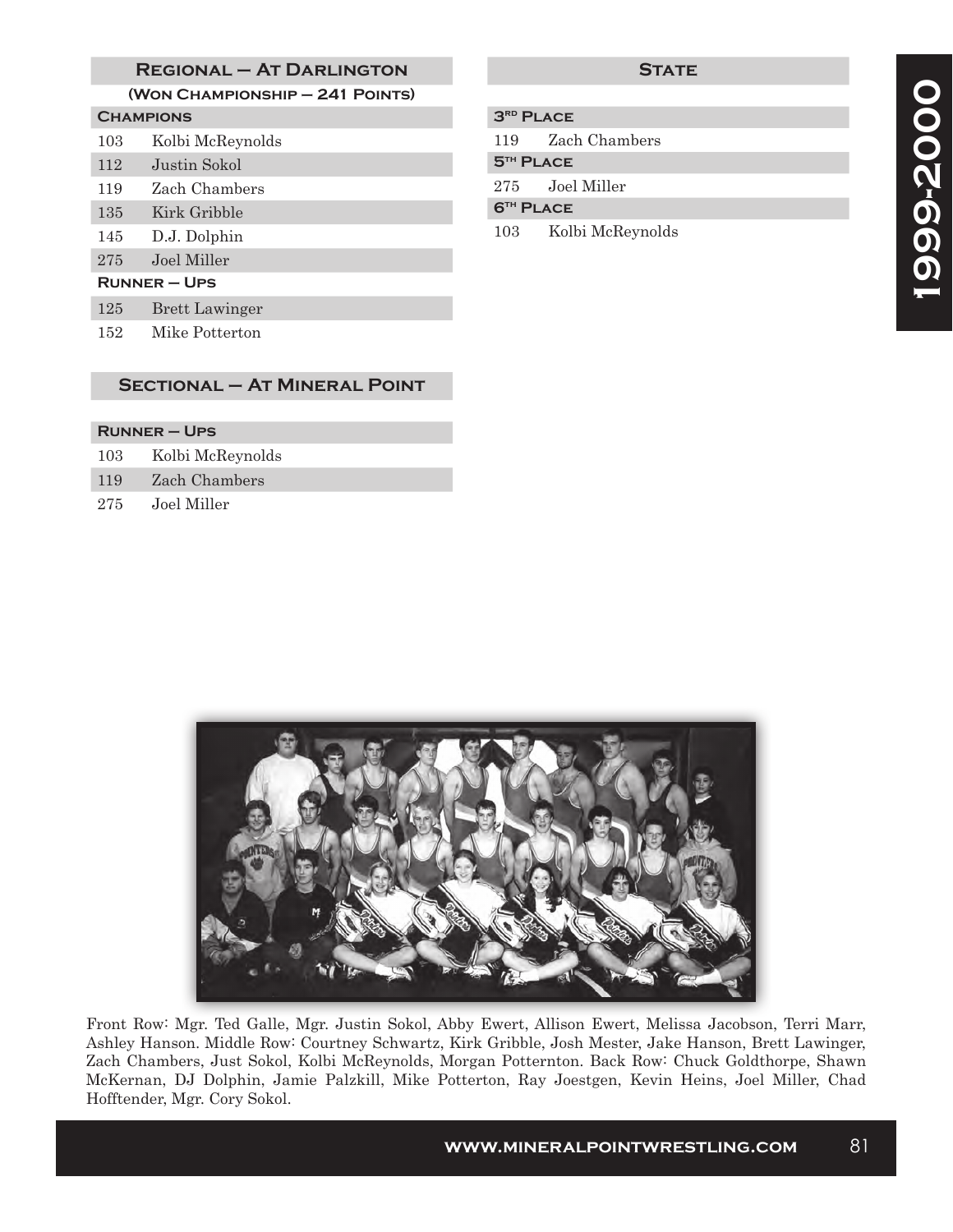## Regional – At Darlington

**(Won Championship – 241 Points)**

| | |
|---|---|
| **Champions** | |
| 103 | Kolbi McReynolds |
| 112 | Justin Sokol |
| 119 | Zach Chambers |
| 135 | Kirk Gribble |
| 145 | D.J. Dolphin |
| 275 | Joel Miller |
| **Runner – Ups** | |
| 125 | Brett Lawinger |
| 152 | Mike Potterton |

## Sectional – At Mineral Point

| | |
|---|---|
| **Runner – Ups** | |
| 103 | Kolbi McReynolds |
| 119 | Zach Chambers |
| 275 | Joel Miller |

## State

| | |
|---|---|
| **3rd Place** | |
| 119 | Zach Chambers |
| **5th Place** | |
| 275 | Joel Miller |
| **6th Place** | |
| 103 | Kolbi McReynolds |

1999-2000

Front Row: Mgr. Ted Galle, Mgr. Justin Sokol, Abby Ewert, Allison Ewert, Melissa Jacobson, Terri Marr, Ashley Hanson. Middle Row: Courtney Schwartz, Kirk Gribble, Josh Mester, Jake Hanson, Brett Lawinger, Zach Chambers, Just Sokol, Kolbi McReynolds, Morgan Potternton. Back Row: Chuck Goldthorpe, Shawn McKernan, DJ Dolphin, Jamie Palzkill, Mike Potterton, Ray Joestgen, Kevin Heins, Joel Miller, Chad Hofftender, Mgr. Cory Sokol.